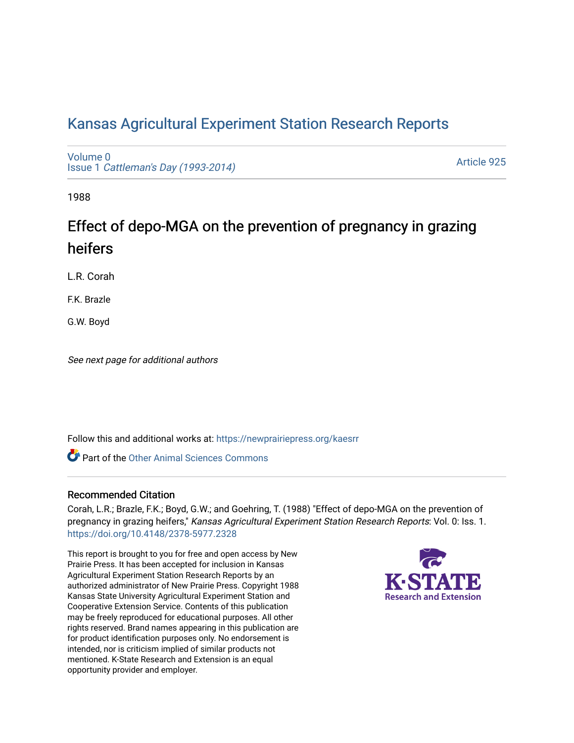# Kansas Agricultural Experiment Station Research Reports

Volume 0
Issue 1 *Cattleman's Day (1993-2014)*

Article 925

1988

## Effect of depo-MGA on the prevention of pregnancy in grazing heifers

L.R. Corah

F.K. Brazle

G.W. Boyd

*See next page for additional authors*

Follow this and additional works at: https://newprairiepress.org/kaesrr

Part of the Other Animal Sciences Commons

### Recommended Citation

Corah, L.R.; Brazle, F.K.; Boyd, G.W.; and Goehring, T. (1988) "Effect of depo-MGA on the prevention of pregnancy in grazing heifers," *Kansas Agricultural Experiment Station Research Reports*: Vol. 0: Iss. 1. https://doi.org/10.4148/2378-5977.2328

This report is brought to you for free and open access by New Prairie Press. It has been accepted for inclusion in Kansas Agricultural Experiment Station Research Reports by an authorized administrator of New Prairie Press. Copyright 1988 Kansas State University Agricultural Experiment Station and Cooperative Extension Service. Contents of this publication may be freely reproduced for educational purposes. All other rights reserved. Brand names appearing in this publication are for product identification purposes only. No endorsement is intended, nor is criticism implied of similar products not mentioned. K-State Research and Extension is an equal opportunity provider and employer.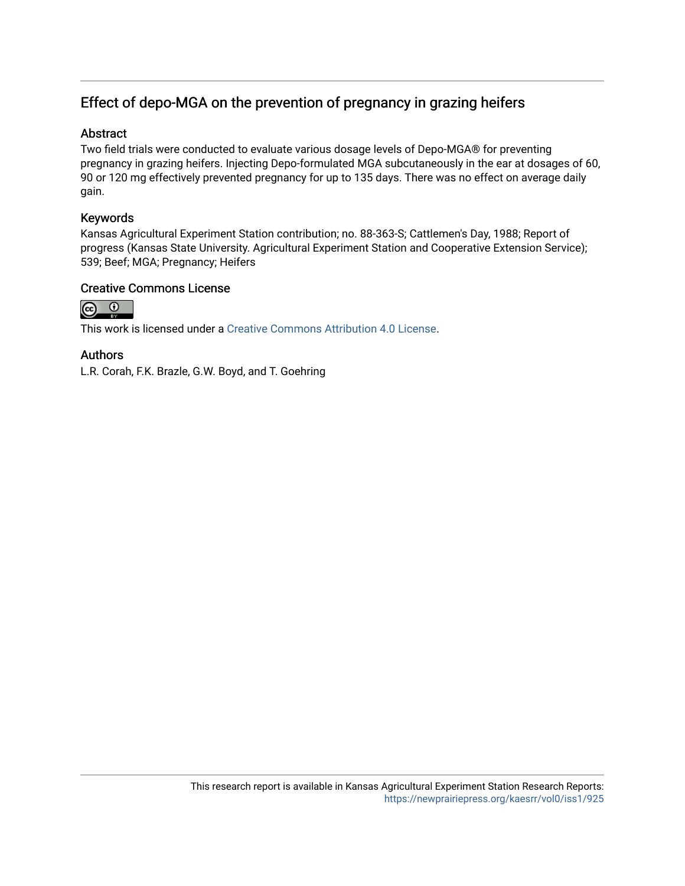## Effect of depo-MGA on the prevention of pregnancy in grazing heifers

### Abstract

Two field trials were conducted to evaluate various dosage levels of Depo-MGA® for preventing pregnancy in grazing heifers. Injecting Depo-formulated MGA subcutaneously in the ear at dosages of 60, 90 or 120 mg effectively prevented pregnancy for up to 135 days. There was no effect on average daily gain.

### Keywords

Kansas Agricultural Experiment Station contribution; no. 88-363-S; Cattlemen's Day, 1988; Report of progress (Kansas State University. Agricultural Experiment Station and Cooperative Extension Service); 539; Beef; MGA; Pregnancy; Heifers

### Creative Commons License

This work is licensed under a Creative Commons Attribution 4.0 License.

### Authors

L.R. Corah, F.K. Brazle, G.W. Boyd, and T. Goehring

This research report is available in Kansas Agricultural Experiment Station Research Reports: https://newprairiepress.org/kaesrr/vol0/iss1/925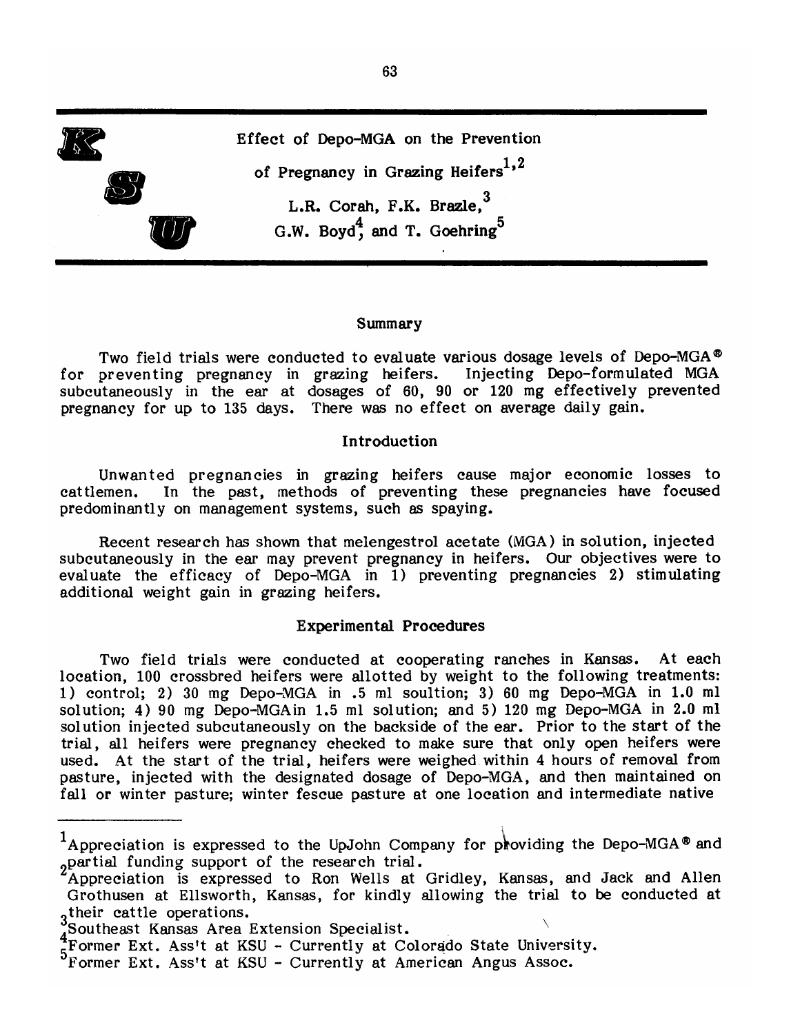# Effect of Depo-MGA on the Prevention of Pregnancy in Grazing Heifers[1,2]

L.R. Corah, F.K. Brazle,[3] G.W. Boyd[4], and T. Goehring[5]

## Summary

Two field trials were conducted to evaluate various dosage levels of Depo-MGA® for preventing pregnancy in grazing heifers. Injecting Depo-formulated MGA subcutaneously in the ear at dosages of 60, 90 or 120 mg effectively prevented pregnancy for up to 135 days. There was no effect on average daily gain.

## Introduction

Unwanted pregnancies in grazing heifers cause major economic losses to cattlemen. In the past, methods of preventing these pregnancies have focused predominantly on management systems, such as spaying.

Recent research has shown that melengestrol acetate (MGA) in solution, injected subcutaneously in the ear may prevent pregnancy in heifers. Our objectives were to evaluate the efficacy of Depo-MGA in 1) preventing pregnancies 2) stimulating additional weight gain in grazing heifers.

## Experimental Procedures

Two field trials were conducted at cooperating ranches in Kansas. At each location, 100 crossbred heifers were allotted by weight to the following treatments: 1) control; 2) 30 mg Depo-MGA in .5 ml soultion; 3) 60 mg Depo-MGA in 1.0 ml solution; 4) 90 mg Depo-MGAin 1.5 ml solution; and 5) 120 mg Depo-MGA in 2.0 ml solution injected subcutaneously on the backside of the ear. Prior to the start of the trial, all heifers were pregnancy checked to make sure that only open heifers were used. At the start of the trial, heifers were weighed within 4 hours of removal from pasture, injected with the designated dosage of Depo-MGA, and then maintained on fall or winter pasture; winter fescue pasture at one location and intermediate native

---

[1] Appreciation is expressed to the UpJohn Company for providing the Depo-MGA® and partial funding support of the research trial.

[2] Appreciation is expressed to Ron Wells at Gridley, Kansas, and Jack and Allen Grothusen at Ellsworth, Kansas, for kindly allowing the trial to be conducted at their cattle operations.

[3] Southeast Kansas Area Extension Specialist.

[4] Former Ext. Ass't at KSU - Currently at Colorado State University.

[5] Former Ext. Ass't at KSU - Currently at American Angus Assoc.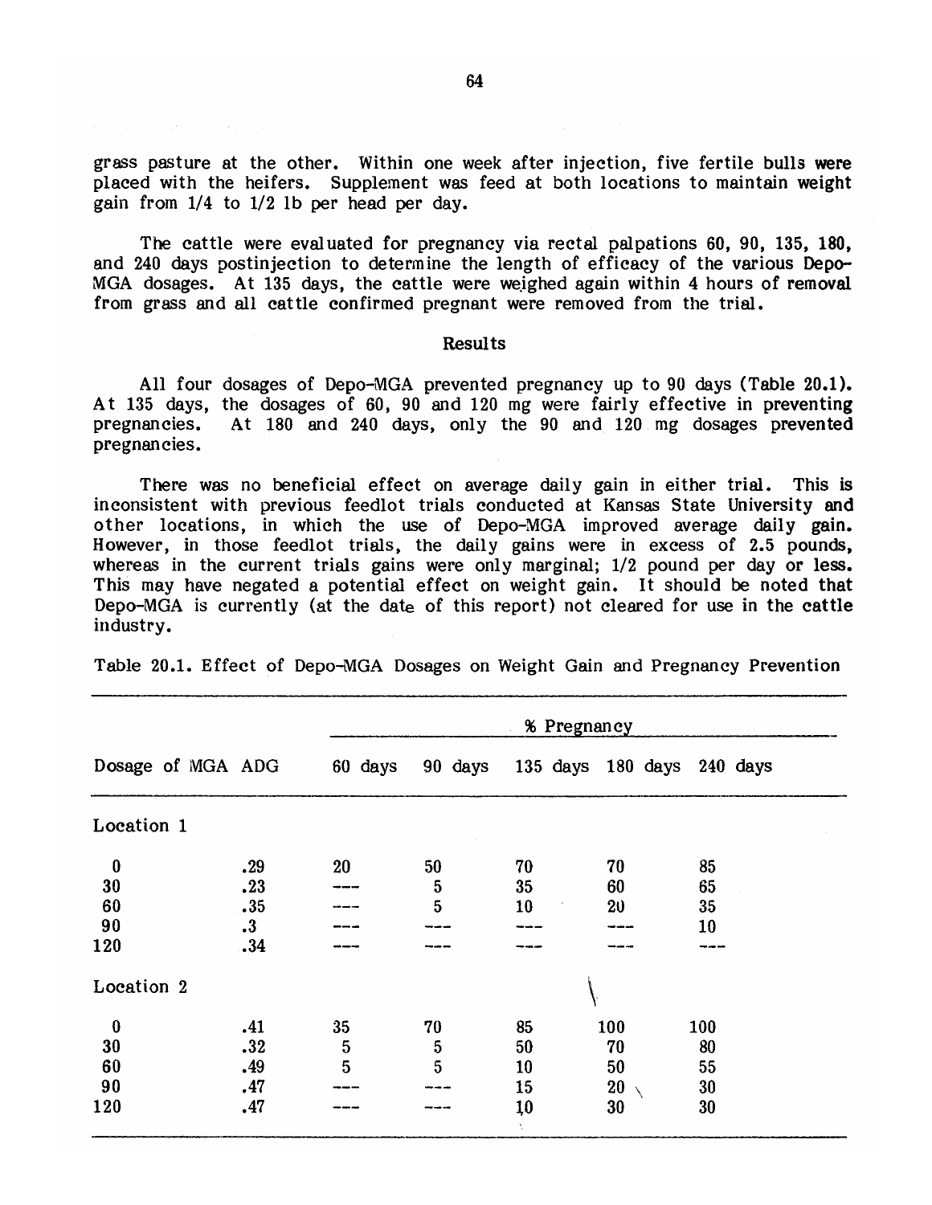grass pasture at the other. Within one week after injection, five fertile bulls were placed with the heifers. Supplement was feed at both locations to maintain weight gain from 1/4 to 1/2 lb per head per day.

The cattle were evaluated for pregnancy via rectal palpations 60, 90, 135, 180, and 240 days postinjection to determine the length of efficacy of the various Depo-MGA dosages. At 135 days, the cattle were weighed again within 4 hours of removal from grass and all cattle confirmed pregnant were removed from the trial.

## Results

All four dosages of Depo-MGA prevented pregnancy up to 90 days (Table 20.1). At 135 days, the dosages of 60, 90 and 120 mg were fairly effective in preventing pregnancies. At 180 and 240 days, only the 90 and 120 mg dosages prevented pregnancies.

There was no beneficial effect on average daily gain in either trial. This is inconsistent with previous feedlot trials conducted at Kansas State University and other locations, in which the use of Depo-MGA improved average daily gain. However, in those feedlot trials, the daily gains were in excess of 2.5 pounds, whereas in the current trials gains were only marginal; 1/2 pound per day or less. This may have negated a potential effect on weight gain. It should be noted that Depo-MGA is currently (at the date of this report) not cleared for use in the cattle industry.

Table 20.1. Effect of Depo-MGA Dosages on Weight Gain and Pregnancy Prevention

| | | % Pregnancy | | | | |
|---|---|---|---|---|---|---|
| Dosage of MGA | ADG | 60 days | 90 days | 135 days | 180 days | 240 days |
| Location 1 | | | | | | |
| 0 | .29 | 20 | 50 | 70 | 70 | 85 |
| 30 | .23 | --- | 5 | 35 | 60 | 65 |
| 60 | .35 | --- | 5 | 10 | 20 | 35 |
| 90 | .3 | --- | --- | --- | --- | 10 |
| 120 | .34 | --- | --- | --- | --- | --- |
| Location 2 | | | | | | |
| 0 | .41 | 35 | 70 | 85 | 100 | 100 |
| 30 | .32 | 5 | 5 | 50 | 70 | 80 |
| 60 | .49 | 5 | 5 | 10 | 50 | 55 |
| 90 | .47 | --- | --- | 15 | 20 | 30 |
| 120 | .47 | --- | --- | 10 | 30 | 30 |